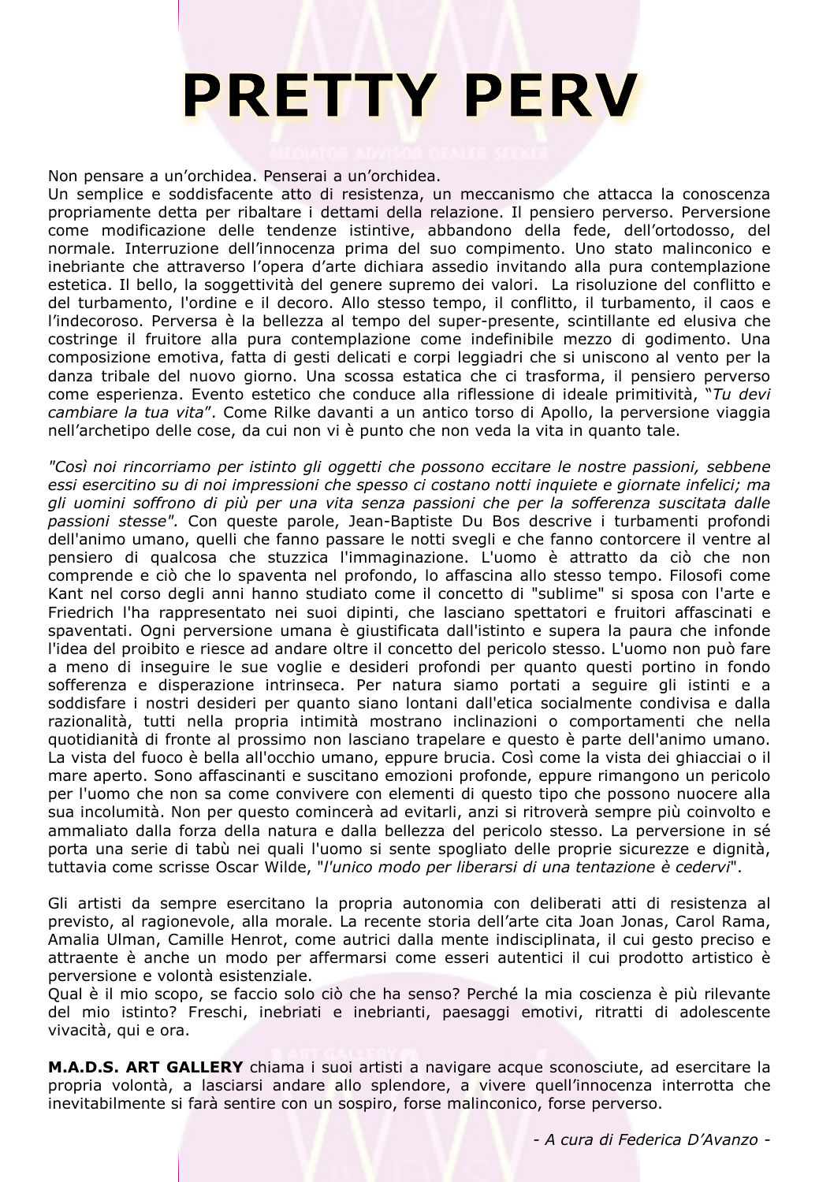# PRETTY PERV

Non pensare a un'orchidea. Penserai a un'orchidea.
Un semplice e soddisfacente atto di resistenza, un meccanismo che attacca la conoscenza propriamente detta per ribaltare i dettami della relazione. Il pensiero perverso. Perversione come modificazione delle tendenze istintive, abbandono della fede, dell'ortodosso, del normale. Interruzione dell'innocenza prima del suo compimento. Uno stato malinconico e inebriante che attraverso l'opera d'arte dichiara assedio invitando alla pura contemplazione estetica. Il bello, la soggettività del genere supremo dei valori. La risoluzione del conflitto e del turbamento, l'ordine e il decoro. Allo stesso tempo, il conflitto, il turbamento, il caos e l'indecoroso. Perversa è la bellezza al tempo del super-presente, scintillante ed elusiva che costringe il fruitore alla pura contemplazione come indefinibile mezzo di godimento. Una composizione emotiva, fatta di gesti delicati e corpi leggiadri che si uniscono al vento per la danza tribale del nuovo giorno. Una scossa estatica che ci trasforma, il pensiero perverso come esperienza. Evento estetico che conduce alla riflessione di ideale primitività, "*Tu devi cambiare la tua vita*". Come Rilke davanti a un antico torso di Apollo, la perversione viaggia nell'archetipo delle cose, da cui non vi è punto che non veda la vita in quanto tale.

*"Così noi rincorriamo per istinto gli oggetti che possono eccitare le nostre passioni, sebbene essi esercitino su di noi impressioni che spesso ci costano notti inquiete e giornate infelici; ma gli uomini soffrono di più per una vita senza passioni che per la sofferenza suscitata dalle passioni stesse".* Con queste parole, Jean-Baptiste Du Bos descrive i turbamenti profondi dell'animo umano, quelli che fanno passare le notti svegli e che fanno contorcere il ventre al pensiero di qualcosa che stuzzica l'immaginazione. L'uomo è attratto da ciò che non comprende e ciò che lo spaventa nel profondo, lo affascina allo stesso tempo. Filosofi come Kant nel corso degli anni hanno studiato come il concetto di "sublime" si sposa con l'arte e Friedrich l'ha rappresentato nei suoi dipinti, che lasciano spettatori e fruitori affascinati e spaventati. Ogni perversione umana è giustificata dall'istinto e supera la paura che infonde l'idea del proibito e riesce ad andare oltre il concetto del pericolo stesso. L'uomo non può fare a meno di inseguire le sue voglie e desideri profondi per quanto questi portino in fondo sofferenza e disperazione intrinseca. Per natura siamo portati a seguire gli istinti e a soddisfare i nostri desideri per quanto siano lontani dall'etica socialmente condivisa e dalla razionalità, tutti nella propria intimità mostrano inclinazioni o comportamenti che nella quotidianità di fronte al prossimo non lasciano trapelare e questo è parte dell'animo umano. La vista del fuoco è bella all'occhio umano, eppure brucia. Così come la vista dei ghiacciai o il mare aperto. Sono affascinanti e suscitano emozioni profonde, eppure rimangono un pericolo per l'uomo che non sa come convivere con elementi di questo tipo che possono nuocere alla sua incolumità. Non per questo comincerà ad evitarli, anzi si ritroverà sempre più coinvolto e ammaliato dalla forza della natura e dalla bellezza del pericolo stesso. La perversione in sé porta una serie di tabù nei quali l'uomo si sente spogliato delle proprie sicurezze e dignità, tuttavia come scrisse Oscar Wilde, "*l'unico modo per liberarsi di una tentazione è cedervi*".

Gli artisti da sempre esercitano la propria autonomia con deliberati atti di resistenza al previsto, al ragionevole, alla morale. La recente storia dell'arte cita Joan Jonas, Carol Rama, Amalia Ulman, Camille Henrot, come autrici dalla mente indisciplinata, il cui gesto preciso e attraente è anche un modo per affermarsi come esseri autentici il cui prodotto artistico è perversione e volontà esistenziale.
Qual è il mio scopo, se faccio solo ciò che ha senso? Perché la mia coscienza è più rilevante del mio istinto? Freschi, inebriati e inebrianti, paesaggi emotivi, ritratti di adolescente vivacità, qui e ora.

**M.A.D.S. ART GALLERY** chiama i suoi artisti a navigare acque sconosciute, ad esercitare la propria volontà, a lasciarsi andare allo splendore, a vivere quell'innocenza interrotta che inevitabilmente si farà sentire con un sospiro, forse malinconico, forse perverso.

*- A cura di Federica D'Avanzo -*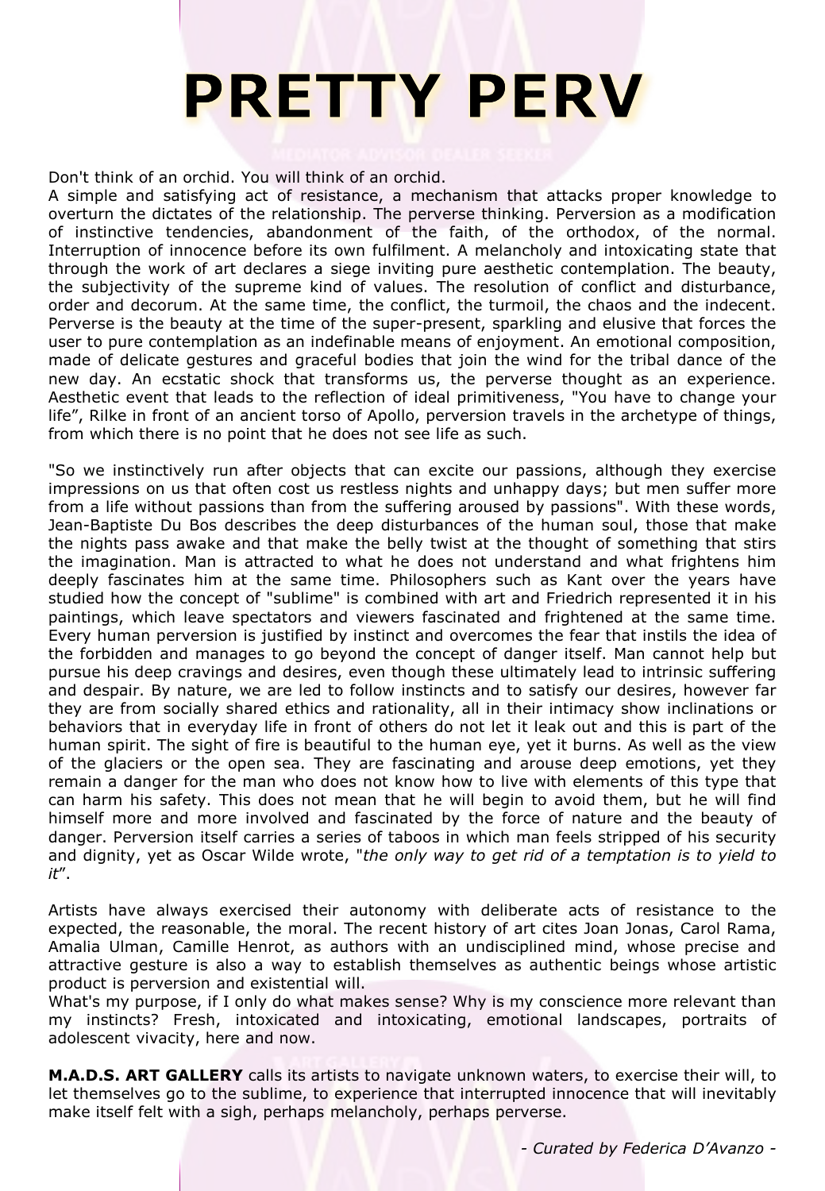# PRETTY PERV

Don't think of an orchid. You will think of an orchid.
A simple and satisfying act of resistance, a mechanism that attacks proper knowledge to overturn the dictates of the relationship. The perverse thinking. Perversion as a modification of instinctive tendencies, abandonment of the faith, of the orthodox, of the normal. Interruption of innocence before its own fulfilment. A melancholy and intoxicating state that through the work of art declares a siege inviting pure aesthetic contemplation. The beauty, the subjectivity of the supreme kind of values. The resolution of conflict and disturbance, order and decorum. At the same time, the conflict, the turmoil, the chaos and the indecent. Perverse is the beauty at the time of the super-present, sparkling and elusive that forces the user to pure contemplation as an indefinable means of enjoyment. An emotional composition, made of delicate gestures and graceful bodies that join the wind for the tribal dance of the new day. An ecstatic shock that transforms us, the perverse thought as an experience. Aesthetic event that leads to the reflection of ideal primitiveness, "You have to change your life", Rilke in front of an ancient torso of Apollo, perversion travels in the archetype of things, from which there is no point that he does not see life as such.

"So we instinctively run after objects that can excite our passions, although they exercise impressions on us that often cost us restless nights and unhappy days; but men suffer more from a life without passions than from the suffering aroused by passions". With these words, Jean-Baptiste Du Bos describes the deep disturbances of the human soul, those that make the nights pass awake and that make the belly twist at the thought of something that stirs the imagination. Man is attracted to what he does not understand and what frightens him deeply fascinates him at the same time. Philosophers such as Kant over the years have studied how the concept of "sublime" is combined with art and Friedrich represented it in his paintings, which leave spectators and viewers fascinated and frightened at the same time. Every human perversion is justified by instinct and overcomes the fear that instils the idea of the forbidden and manages to go beyond the concept of danger itself. Man cannot help but pursue his deep cravings and desires, even though these ultimately lead to intrinsic suffering and despair. By nature, we are led to follow instincts and to satisfy our desires, however far they are from socially shared ethics and rationality, all in their intimacy show inclinations or behaviors that in everyday life in front of others do not let it leak out and this is part of the human spirit. The sight of fire is beautiful to the human eye, yet it burns. As well as the view of the glaciers or the open sea. They are fascinating and arouse deep emotions, yet they remain a danger for the man who does not know how to live with elements of this type that can harm his safety. This does not mean that he will begin to avoid them, but he will find himself more and more involved and fascinated by the force of nature and the beauty of danger. Perversion itself carries a series of taboos in which man feels stripped of his security and dignity, yet as Oscar Wilde wrote, "*the only way to get rid of a temptation is to yield to it*".

Artists have always exercised their autonomy with deliberate acts of resistance to the expected, the reasonable, the moral. The recent history of art cites Joan Jonas, Carol Rama, Amalia Ulman, Camille Henrot, as authors with an undisciplined mind, whose precise and attractive gesture is also a way to establish themselves as authentic beings whose artistic product is perversion and existential will.
What's my purpose, if I only do what makes sense? Why is my conscience more relevant than my instincts? Fresh, intoxicated and intoxicating, emotional landscapes, portraits of adolescent vivacity, here and now.

**M.A.D.S. ART GALLERY** calls its artists to navigate unknown waters, to exercise their will, to let themselves go to the sublime, to experience that interrupted innocence that will inevitably make itself felt with a sigh, perhaps melancholy, perhaps perverse.

*- Curated by Federica D'Avanzo -*